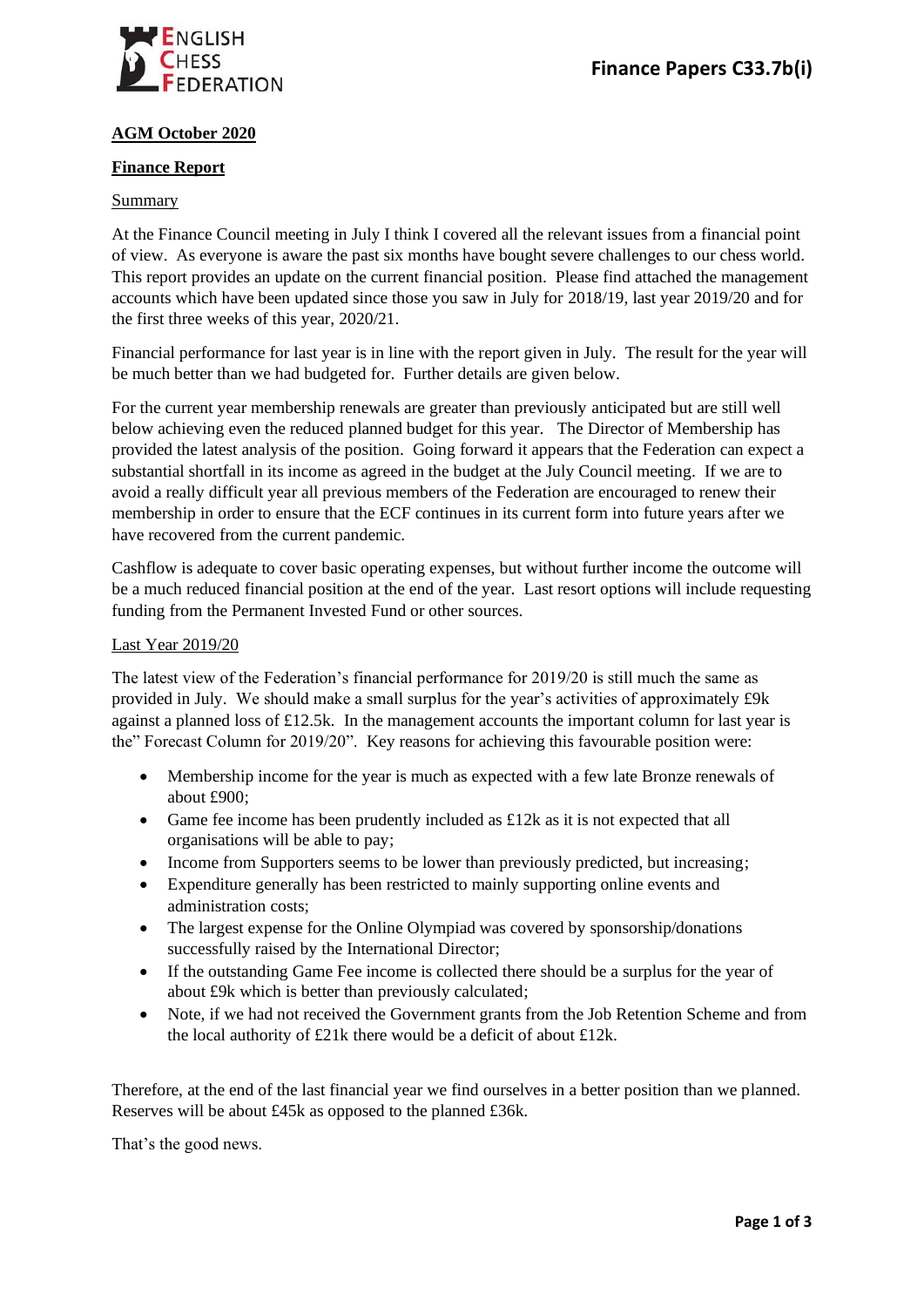**Finance Papers C33.7b(i)**

## AGM October 2020

## Finance Report

### Summary

At the Finance Council meeting in July I think I covered all the relevant issues from a financial point of view. As everyone is aware the past six months have bought severe challenges to our chess world. This report provides an update on the current financial position. Please find attached the management accounts which have been updated since those you saw in July for 2018/19, last year 2019/20 and for the first three weeks of this year, 2020/21.

Financial performance for last year is in line with the report given in July. The result for the year will be much better than we had budgeted for. Further details are given below.

For the current year membership renewals are greater than previously anticipated but are still well below achieving even the reduced planned budget for this year. The Director of Membership has provided the latest analysis of the position. Going forward it appears that the Federation can expect a substantial shortfall in its income as agreed in the budget at the July Council meeting. If we are to avoid a really difficult year all previous members of the Federation are encouraged to renew their membership in order to ensure that the ECF continues in its current form into future years after we have recovered from the current pandemic.

Cashflow is adequate to cover basic operating expenses, but without further income the outcome will be a much reduced financial position at the end of the year. Last resort options will include requesting funding from the Permanent Invested Fund or other sources.

### Last Year 2019/20

The latest view of the Federation's financial performance for 2019/20 is still much the same as provided in July. We should make a small surplus for the year's activities of approximately £9k against a planned loss of £12.5k. In the management accounts the important column for last year is the" Forecast Column for 2019/20". Key reasons for achieving this favourable position were:

- Membership income for the year is much as expected with a few late Bronze renewals of about £900;
- Game fee income has been prudently included as £12k as it is not expected that all organisations will be able to pay;
- Income from Supporters seems to be lower than previously predicted, but increasing;
- Expenditure generally has been restricted to mainly supporting online events and administration costs;
- The largest expense for the Online Olympiad was covered by sponsorship/donations successfully raised by the International Director;
- If the outstanding Game Fee income is collected there should be a surplus for the year of about £9k which is better than previously calculated;
- Note, if we had not received the Government grants from the Job Retention Scheme and from the local authority of £21k there would be a deficit of about £12k.

Therefore, at the end of the last financial year we find ourselves in a better position than we planned. Reserves will be about £45k as opposed to the planned £36k.

That's the good news.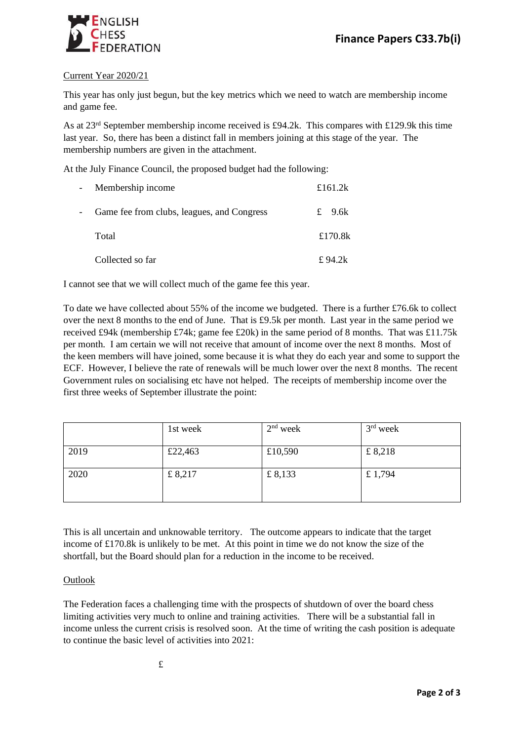Current Year 2020/21

This year has only just begun, but the key metrics which we need to watch are membership income and game fee.

As at 23rd September membership income received is £94.2k. This compares with £129.9k this time last year. So, there has been a distinct fall in members joining at this stage of the year. The membership numbers are given in the attachment.

At the July Finance Council, the proposed budget had the following:

- Membership income £161.2k
- Game fee from clubs, leagues, and Congress £ 9.6k

Total £170.8k

Collected so far £ 94.2k

I cannot see that we will collect much of the game fee this year.

To date we have collected about 55% of the income we budgeted. There is a further £76.6k to collect over the next 8 months to the end of June. That is £9.5k per month. Last year in the same period we received £94k (membership £74k; game fee £20k) in the same period of 8 months. That was £11.75k per month. I am certain we will not receive that amount of income over the next 8 months. Most of the keen members will have joined, some because it is what they do each year and some to support the ECF. However, I believe the rate of renewals will be much lower over the next 8 months. The recent Government rules on socialising etc have not helped. The receipts of membership income over the first three weeks of September illustrate the point:

| | 1st week | 2nd week | 3rd week |
|---|---|---|---|
| 2019 | £22,463 | £10,590 | £ 8,218 |
| 2020 | £ 8,217 | £ 8,133 | £ 1,794 |

This is all uncertain and unknowable territory. The outcome appears to indicate that the target income of £170.8k is unlikely to be met. At this point in time we do not know the size of the shortfall, but the Board should plan for a reduction in the income to be received.

Outlook

The Federation faces a challenging time with the prospects of shutdown of over the board chess limiting activities very much to online and training activities. There will be a substantial fall in income unless the current crisis is resolved soon. At the time of writing the cash position is adequate to continue the basic level of activities into 2021:

£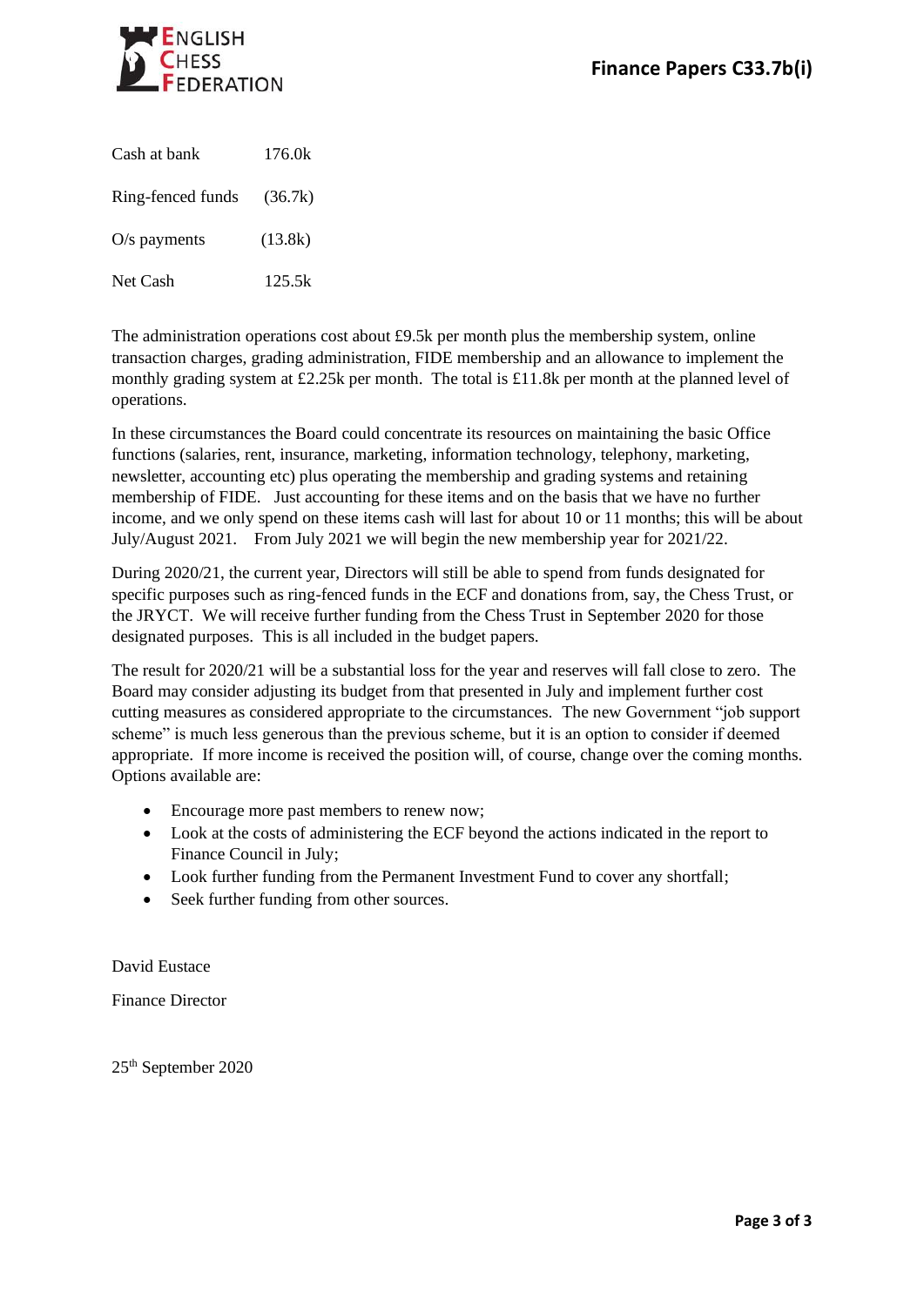| | |
|---|---|
| Cash at bank | 176.0k |
| Ring-fenced funds | (36.7k) |
| O/s payments | (13.8k) |
| Net Cash | 125.5k |

The administration operations cost about £9.5k per month plus the membership system, online transaction charges, grading administration, FIDE membership and an allowance to implement the monthly grading system at £2.25k per month. The total is £11.8k per month at the planned level of operations.

In these circumstances the Board could concentrate its resources on maintaining the basic Office functions (salaries, rent, insurance, marketing, information technology, telephony, marketing, newsletter, accounting etc) plus operating the membership and grading systems and retaining membership of FIDE. Just accounting for these items and on the basis that we have no further income, and we only spend on these items cash will last for about 10 or 11 months; this will be about July/August 2021. From July 2021 we will begin the new membership year for 2021/22.

During 2020/21, the current year, Directors will still be able to spend from funds designated for specific purposes such as ring-fenced funds in the ECF and donations from, say, the Chess Trust, or the JRYCT. We will receive further funding from the Chess Trust in September 2020 for those designated purposes. This is all included in the budget papers.

The result for 2020/21 will be a substantial loss for the year and reserves will fall close to zero. The Board may consider adjusting its budget from that presented in July and implement further cost cutting measures as considered appropriate to the circumstances. The new Government "job support scheme" is much less generous than the previous scheme, but it is an option to consider if deemed appropriate. If more income is received the position will, of course, change over the coming months. Options available are:

- Encourage more past members to renew now;
- Look at the costs of administering the ECF beyond the actions indicated in the report to Finance Council in July;
- Look further funding from the Permanent Investment Fund to cover any shortfall;
- Seek further funding from other sources.

David Eustace

Finance Director

25th September 2020